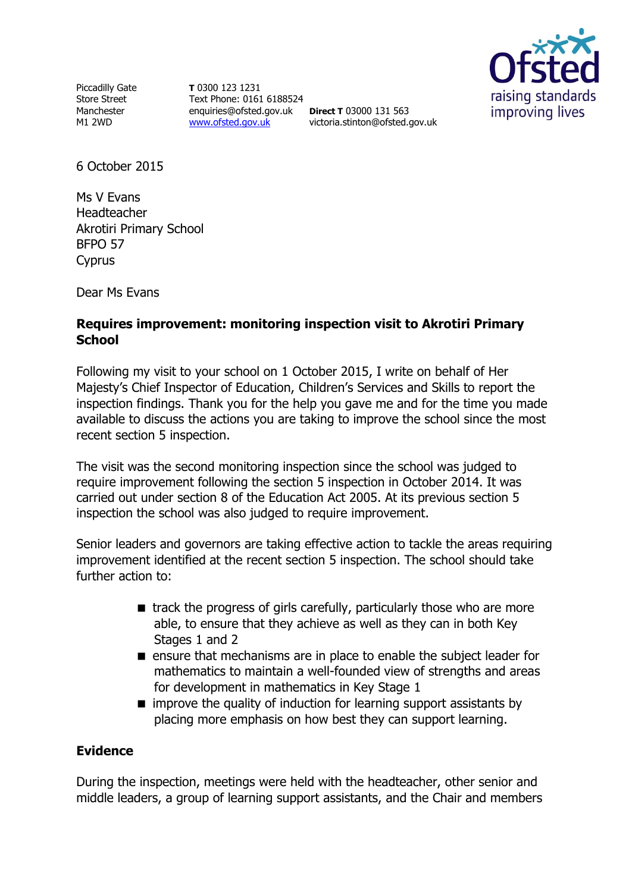Piccadilly Gate
Store Street
Manchester
M1 2WD

**T** 0300 123 1231
Text Phone: 0161 6188524
enquiries@ofsted.gov.uk
www.ofsted.gov.uk

**Direct T** 03000 131 563
victoria.stinton@ofsted.gov.uk

Ofsted
raising standards
improving lives

6 October 2015

Ms V Evans
Headteacher
Akrotiri Primary School
BFPO 57
Cyprus

Dear Ms Evans

**Requires improvement: monitoring inspection visit to Akrotiri Primary School**

Following my visit to your school on 1 October 2015, I write on behalf of Her Majesty's Chief Inspector of Education, Children's Services and Skills to report the inspection findings. Thank you for the help you gave me and for the time you made available to discuss the actions you are taking to improve the school since the most recent section 5 inspection.

The visit was the second monitoring inspection since the school was judged to require improvement following the section 5 inspection in October 2014. It was carried out under section 8 of the Education Act 2005. At its previous section 5 inspection the school was also judged to require improvement.

Senior leaders and governors are taking effective action to tackle the areas requiring improvement identified at the recent section 5 inspection. The school should take further action to:

- track the progress of girls carefully, particularly those who are more able, to ensure that they achieve as well as they can in both Key Stages 1 and 2
- ensure that mechanisms are in place to enable the subject leader for mathematics to maintain a well-founded view of strengths and areas for development in mathematics in Key Stage 1
- improve the quality of induction for learning support assistants by placing more emphasis on how best they can support learning.

**Evidence**

During the inspection, meetings were held with the headteacher, other senior and middle leaders, a group of learning support assistants, and the Chair and members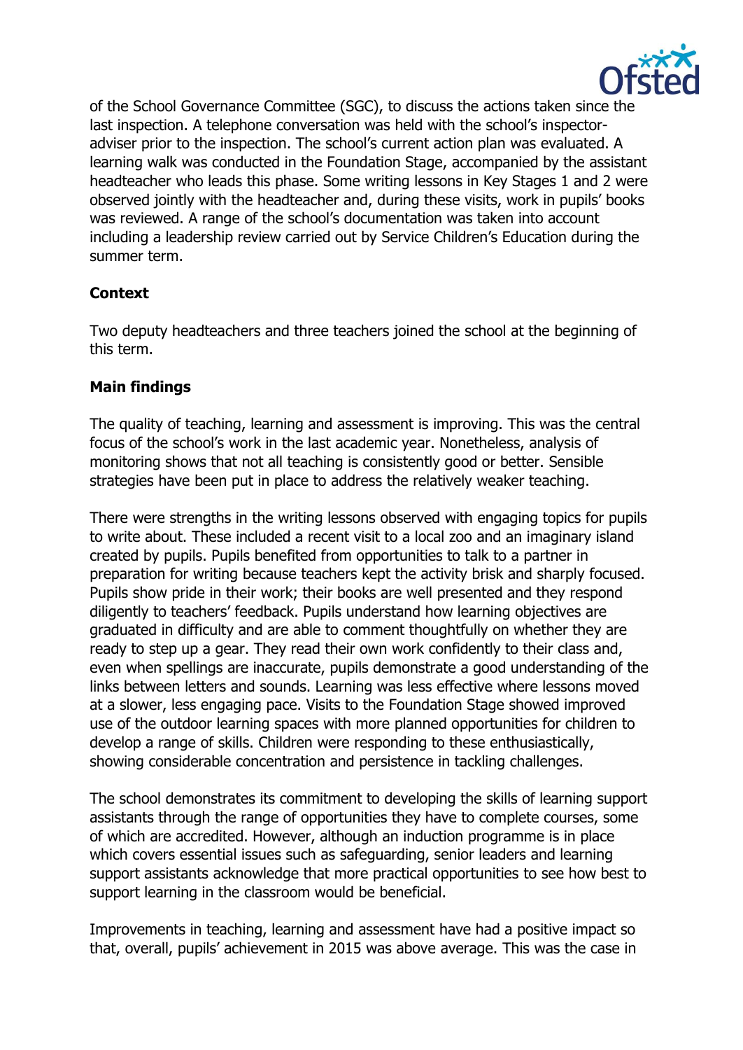of the School Governance Committee (SGC), to discuss the actions taken since the last inspection. A telephone conversation was held with the school's inspector-adviser prior to the inspection. The school's current action plan was evaluated. A learning walk was conducted in the Foundation Stage, accompanied by the assistant headteacher who leads this phase. Some writing lessons in Key Stages 1 and 2 were observed jointly with the headteacher and, during these visits, work in pupils' books was reviewed. A range of the school's documentation was taken into account including a leadership review carried out by Service Children's Education during the summer term.

**Context**

Two deputy headteachers and three teachers joined the school at the beginning of this term.

**Main findings**

The quality of teaching, learning and assessment is improving. This was the central focus of the school's work in the last academic year. Nonetheless, analysis of monitoring shows that not all teaching is consistently good or better. Sensible strategies have been put in place to address the relatively weaker teaching.

There were strengths in the writing lessons observed with engaging topics for pupils to write about. These included a recent visit to a local zoo and an imaginary island created by pupils. Pupils benefited from opportunities to talk to a partner in preparation for writing because teachers kept the activity brisk and sharply focused. Pupils show pride in their work; their books are well presented and they respond diligently to teachers' feedback. Pupils understand how learning objectives are graduated in difficulty and are able to comment thoughtfully on whether they are ready to step up a gear. They read their own work confidently to their class and, even when spellings are inaccurate, pupils demonstrate a good understanding of the links between letters and sounds. Learning was less effective where lessons moved at a slower, less engaging pace. Visits to the Foundation Stage showed improved use of the outdoor learning spaces with more planned opportunities for children to develop a range of skills. Children were responding to these enthusiastically, showing considerable concentration and persistence in tackling challenges.

The school demonstrates its commitment to developing the skills of learning support assistants through the range of opportunities they have to complete courses, some of which are accredited. However, although an induction programme is in place which covers essential issues such as safeguarding, senior leaders and learning support assistants acknowledge that more practical opportunities to see how best to support learning in the classroom would be beneficial.

Improvements in teaching, learning and assessment have had a positive impact so that, overall, pupils' achievement in 2015 was above average. This was the case in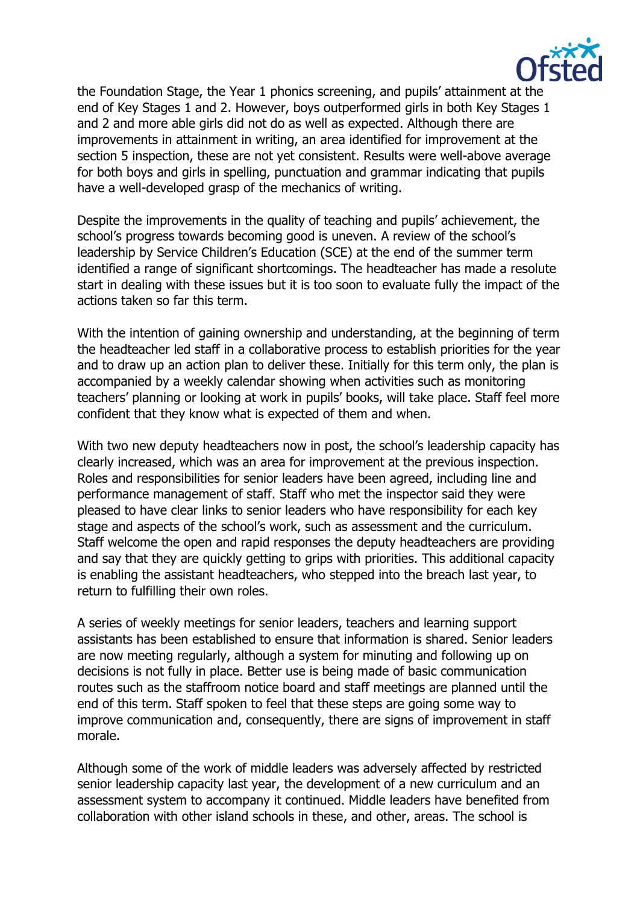the Foundation Stage, the Year 1 phonics screening, and pupils' attainment at the end of Key Stages 1 and 2. However, boys outperformed girls in both Key Stages 1 and 2 and more able girls did not do as well as expected. Although there are improvements in attainment in writing, an area identified for improvement at the section 5 inspection, these are not yet consistent. Results were well-above average for both boys and girls in spelling, punctuation and grammar indicating that pupils have a well-developed grasp of the mechanics of writing.

Despite the improvements in the quality of teaching and pupils' achievement, the school's progress towards becoming good is uneven. A review of the school's leadership by Service Children's Education (SCE) at the end of the summer term identified a range of significant shortcomings. The headteacher has made a resolute start in dealing with these issues but it is too soon to evaluate fully the impact of the actions taken so far this term.

With the intention of gaining ownership and understanding, at the beginning of term the headteacher led staff in a collaborative process to establish priorities for the year and to draw up an action plan to deliver these. Initially for this term only, the plan is accompanied by a weekly calendar showing when activities such as monitoring teachers' planning or looking at work in pupils' books, will take place. Staff feel more confident that they know what is expected of them and when.

With two new deputy headteachers now in post, the school's leadership capacity has clearly increased, which was an area for improvement at the previous inspection. Roles and responsibilities for senior leaders have been agreed, including line and performance management of staff. Staff who met the inspector said they were pleased to have clear links to senior leaders who have responsibility for each key stage and aspects of the school's work, such as assessment and the curriculum. Staff welcome the open and rapid responses the deputy headteachers are providing and say that they are quickly getting to grips with priorities. This additional capacity is enabling the assistant headteachers, who stepped into the breach last year, to return to fulfilling their own roles.

A series of weekly meetings for senior leaders, teachers and learning support assistants has been established to ensure that information is shared. Senior leaders are now meeting regularly, although a system for minuting and following up on decisions is not fully in place. Better use is being made of basic communication routes such as the staffroom notice board and staff meetings are planned until the end of this term. Staff spoken to feel that these steps are going some way to improve communication and, consequently, there are signs of improvement in staff morale.

Although some of the work of middle leaders was adversely affected by restricted senior leadership capacity last year, the development of a new curriculum and an assessment system to accompany it continued. Middle leaders have benefited from collaboration with other island schools in these, and other, areas. The school is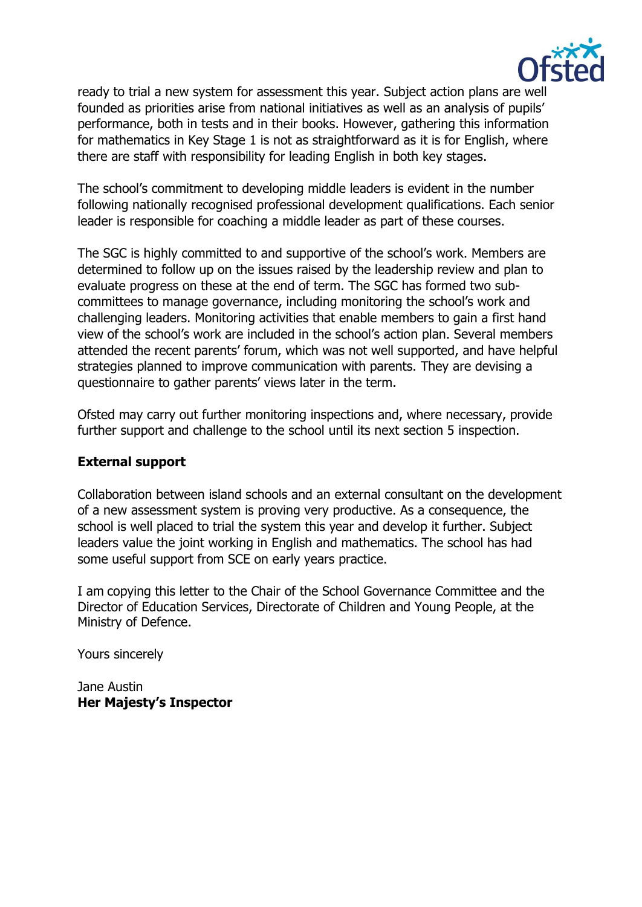ready to trial a new system for assessment this year. Subject action plans are well founded as priorities arise from national initiatives as well as an analysis of pupils' performance, both in tests and in their books. However, gathering this information for mathematics in Key Stage 1 is not as straightforward as it is for English, where there are staff with responsibility for leading English in both key stages.

The school's commitment to developing middle leaders is evident in the number following nationally recognised professional development qualifications. Each senior leader is responsible for coaching a middle leader as part of these courses.

The SGC is highly committed to and supportive of the school's work. Members are determined to follow up on the issues raised by the leadership review and plan to evaluate progress on these at the end of term. The SGC has formed two sub-committees to manage governance, including monitoring the school's work and challenging leaders. Monitoring activities that enable members to gain a first hand view of the school's work are included in the school's action plan. Several members attended the recent parents' forum, which was not well supported, and have helpful strategies planned to improve communication with parents. They are devising a questionnaire to gather parents' views later in the term.

Ofsted may carry out further monitoring inspections and, where necessary, provide further support and challenge to the school until its next section 5 inspection.

**External support**

Collaboration between island schools and an external consultant on the development of a new assessment system is proving very productive. As a consequence, the school is well placed to trial the system this year and develop it further. Subject leaders value the joint working in English and mathematics. The school has had some useful support from SCE on early years practice.

I am copying this letter to the Chair of the School Governance Committee and the Director of Education Services, Directorate of Children and Young People, at the Ministry of Defence.

Yours sincerely

Jane Austin
**Her Majesty's Inspector**